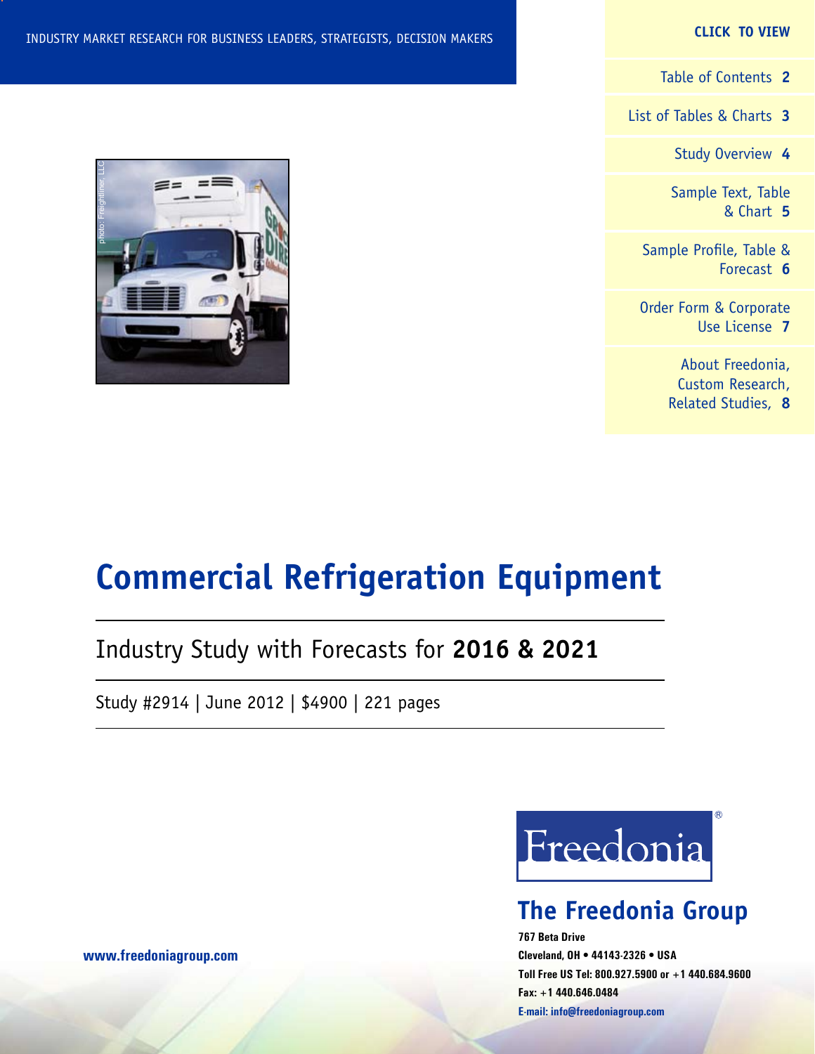INDUSTRY MARKET RESEARCH FOR BUSINESS LEADERS, STRATEGISTS, DECISION MAKERS

**CLICK TO VIEW**

Table of Contents **2**

List of Tables & Charts **3**

Study Overview **4**

Sample Text, Table & Chart **5**

Sample Profile, Table & Forecast **6**

Order Form & Corporate Use License **7**

About Freedonia, Custom Research, Related Studies, **8**

photo: Freightliner, LLC

# Commercial Refrigeration Equipment

## Industry Study with Forecasts for **2016 & 2021**

Study #2914 | June 2012 | $4900 | 221 pages

**www.freedoniagroup.com**

Freedonia®

## The Freedonia Group

**767 Beta Drive**
**Cleveland, OH • 44143-2326 • USA**
**Toll Free US Tel: 800.927.5900 or +1 440.684.9600**
**Fax: +1 440.646.0484**
**E-mail: info@freedoniagroup.com**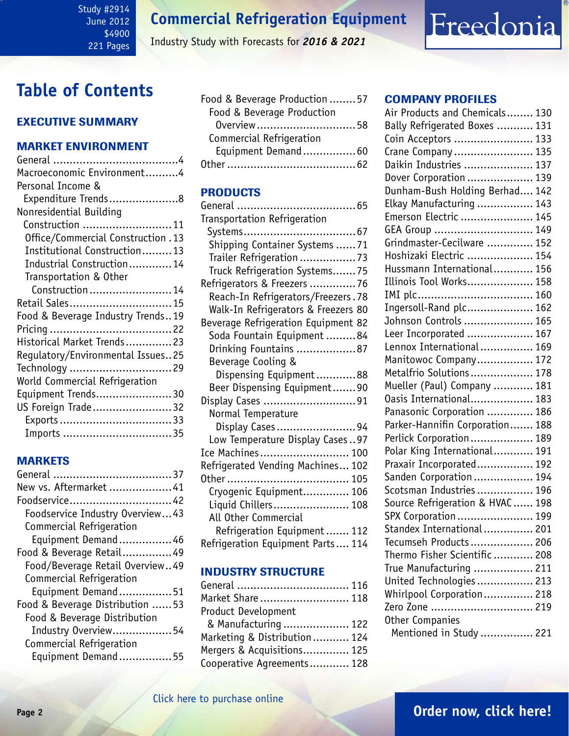# Table of Contents

## EXECUTIVE SUMMARY

## MARKET ENVIRONMENT

- General ....................................4
- Macroeconomic Environment..........4
- Personal Income & Expenditure Trends.....................8
- Nonresidential Building Construction ...........................11
  - Office/Commercial Construction .13
  - Institutional Construction.........13
  - Industrial Construction.............14
  - Transportation & Other Construction.........................14
- Retail Sales...............................15
- Food & Beverage Industry Trends..19
- Pricing ....................................22
- Historical Market Trends..............23
- Regulatory/Environmental Issues..25
- Technology ...............................29
- World Commercial Refrigeration Equipment Trends.......................30
- US Foreign Trade........................32
  - Exports .................................33
  - Imports ................................35

## MARKETS

- General ...................................37
- New vs. Aftermarket ...................41
- Foodservice...............................42
  - Foodservice Industry Overview...43
  - Commercial Refrigeration Equipment Demand................46
- Food & Beverage Retail...............49
  - Food/Beverage Retail Overview..49
  - Commercial Refrigeration Equipment Demand................51
- Food & Beverage Distribution ......53
  - Food & Beverage Distribution Industry Overview..................54
  - Commercial Refrigeration Equipment Demand................55
- Food & Beverage Production ........57
  - Food & Beverage Production Overview..............................58
  - Commercial Refrigeration Equipment Demand................60
- Other ........................................62

## PRODUCTS

- General ....................................65
- Transportation Refrigeration Systems..................................67
  - Shipping Container Systems ......71
  - Trailer Refrigeration .................73
  - Truck Refrigeration Systems.......75
- Refrigerators & Freezers .............76
  - Reach-In Refrigerators/Freezers .78
  - Walk-In Refrigerators & Freezers 80
- Beverage Refrigeration Equipment 82
  - Soda Fountain Equipment .........84
  - Drinking Fountains ..................87
  - Beverage Cooling & Dispensing Equipment............88
  - Beer Dispensing Equipment.......90
- Display Cases ............................91
  - Normal Temperature Display Cases........................94
  - Low Temperature Display Cases ..97
- Ice Machines........................... 100
- Refrigerated Vending Machines... 102
- Other ..................................... 105
  - Cryogenic Equipment.............. 106
  - Liquid Chillers....................... 108
  - All Other Commercial Refrigeration Equipment ....... 112
- Refrigeration Equipment Parts .... 114

## INDUSTRY STRUCTURE

- General .................................. 116
- Market Share ........................... 118
- Product Development & Manufacturing .................... 122
- Marketing & Distribution ........... 124
- Mergers & Acquisitions.............. 125
- Cooperative Agreements............ 128

## COMPANY PROFILES

- Air Products and Chemicals........ 130
- Bally Refrigerated Boxes ........... 131
- Coin Acceptors ........................ 133
- Crane Company ........................ 135
- Daikin Industries ...................... 137
- Dover Corporation .................... 139
- Dunham-Bush Holding Berhad.... 142
- Elkay Manufacturing ................. 143
- Emerson Electric ...................... 145
- GEA Group ............................. 149
- Grindmaster-Cecilware ............. 152
- Hoshizaki Electric .................... 154
- Hussmann International............ 156
- Illinois Tool Works.................... 158
- IMI plc.................................... 160
- Ingersoll-Rand plc.................... 162
- Johnson Controls ..................... 165
- Leer Incorporated .................... 167
- Lennox International................ 169
- Manitowoc Company................. 172
- Metalfrio Solutions................... 178
- Mueller (Paul) Company ............ 181
- Oasis International................... 183
- Panasonic Corporation .............. 186
- Parker-Hannifin Corporation....... 188
- Perlick Corporation................... 189
- Polar King International............ 191
- Praxair Incorporated................. 192
- Sanden Corporation .................. 194
- Scotsman Industries ................. 196
- Source Refrigeration & HVAC...... 198
- SPX Corporation ...................... 199
- Standex International............... 201
- Tecumseh Products................... 206
- Thermo Fisher Scientific ............ 208
- True Manufacturing .................. 211
- United Technologies ................. 213
- Whirlpool Corporation............... 218
- Zero Zone ............................... 219
- Other Companies Mentioned in Study ................ 221

Click here to purchase online

**Order now, click here!**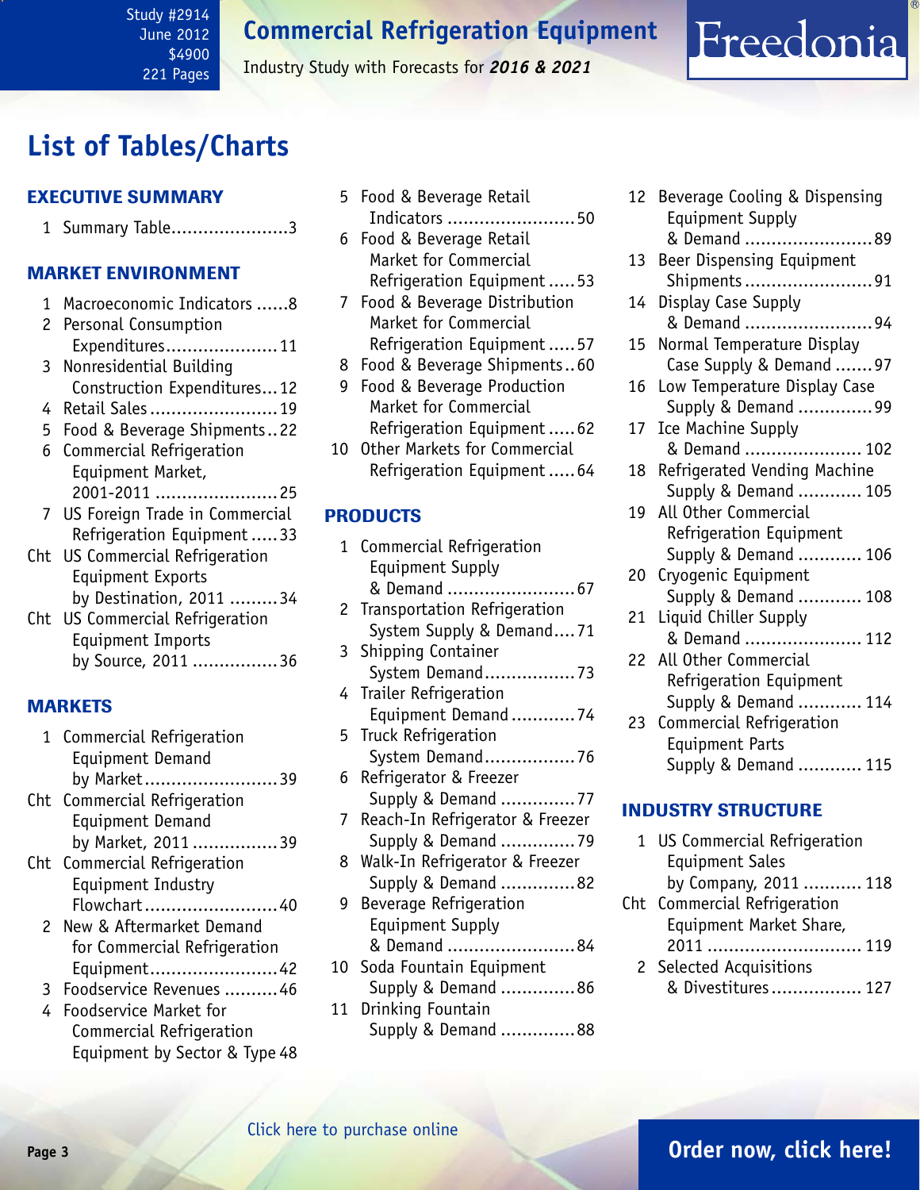Study #2914
June 2012
$4900
221 Pages

# Commercial Refrigeration Equipment

Industry Study with Forecasts for ***2016 & 2021***

## List of Tables/Charts

### EXECUTIVE SUMMARY

1 Summary Table......................3

### MARKET ENVIRONMENT

1 Macroeconomic Indicators ......8
2 Personal Consumption Expenditures.....................11
3 Nonresidential Building Construction Expenditures...12
4 Retail Sales........................19
5 Food & Beverage Shipments..22
6 Commercial Refrigeration Equipment Market, 2001-2011 .......................25
7 US Foreign Trade in Commercial Refrigeration Equipment .....33
Cht US Commercial Refrigeration Equipment Exports by Destination, 2011 .........34
Cht US Commercial Refrigeration Equipment Imports by Source, 2011 ................36

### MARKETS

1 Commercial Refrigeration Equipment Demand by Market.........................39
Cht Commercial Refrigeration Equipment Demand by Market, 2011 ................39
Cht Commercial Refrigeration Equipment Industry Flowchart.........................40
2 New & Aftermarket Demand for Commercial Refrigeration Equipment........................42
3 Foodservice Revenues ..........46
4 Foodservice Market for Commercial Refrigeration Equipment by Sector & Type 48
5 Food & Beverage Retail Indicators ........................50
6 Food & Beverage Retail Market for Commercial Refrigeration Equipment .....53
7 Food & Beverage Distribution Market for Commercial Refrigeration Equipment .....57
8 Food & Beverage Shipments..60
9 Food & Beverage Production Market for Commercial Refrigeration Equipment .....62
10 Other Markets for Commercial Refrigeration Equipment .....64

### PRODUCTS

1 Commercial Refrigeration Equipment Supply & Demand ........................67
2 Transportation Refrigeration System Supply & Demand....71
3 Shipping Container System Demand.................73
4 Trailer Refrigeration Equipment Demand ............74
5 Truck Refrigeration System Demand.................76
6 Refrigerator & Freezer Supply & Demand ..............77
7 Reach-In Refrigerator & Freezer Supply & Demand ..............79
8 Walk-In Refrigerator & Freezer Supply & Demand ..............82
9 Beverage Refrigeration Equipment Supply & Demand ........................84
10 Soda Fountain Equipment Supply & Demand ..............86
11 Drinking Fountain Supply & Demand ..............88
12 Beverage Cooling & Dispensing Equipment Supply & Demand ........................89
13 Beer Dispensing Equipment Shipments........................91
14 Display Case Supply & Demand ........................94
15 Normal Temperature Display Case Supply & Demand .......97
16 Low Temperature Display Case Supply & Demand ..............99
17 Ice Machine Supply & Demand ...................... 102
18 Refrigerated Vending Machine Supply & Demand ............ 105
19 All Other Commercial Refrigeration Equipment Supply & Demand ............ 106
20 Cryogenic Equipment Supply & Demand ............ 108
21 Liquid Chiller Supply & Demand ...................... 112
22 All Other Commercial Refrigeration Equipment Supply & Demand ............ 114
23 Commercial Refrigeration Equipment Parts Supply & Demand ............ 115

### INDUSTRY STRUCTURE

1 US Commercial Refrigeration Equipment Sales by Company, 2011 ........... 118
Cht Commercial Refrigeration Equipment Market Share, 2011 ............................ 119
2 Selected Acquisitions & Divestitures................. 127

Click here to purchase online

Order now, click here!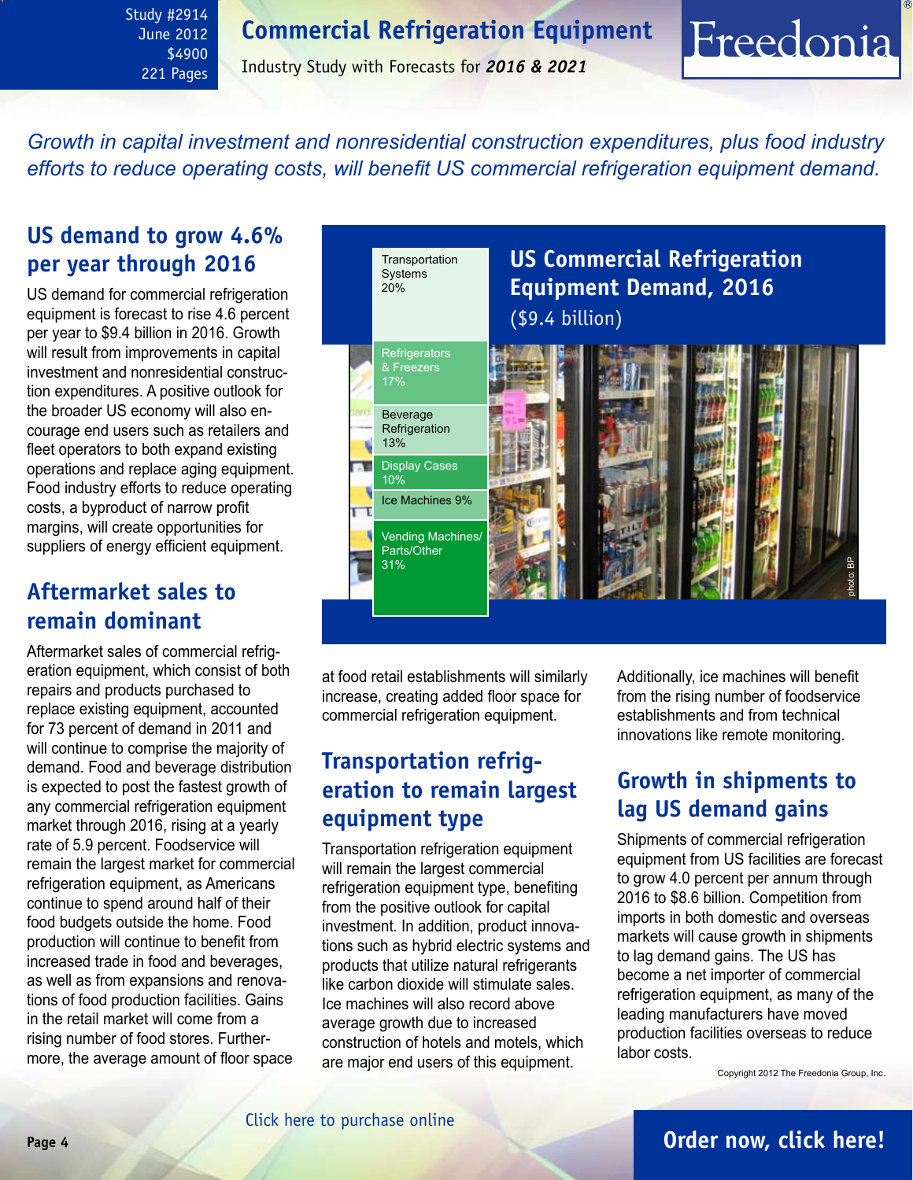# Commercial Refrigeration Equipment

Industry Study with Forecasts for ***2016 & 2021***

Study #2914
June 2012
$4900
221 Pages

*Growth in capital investment and nonresidential construction expenditures, plus food industry efforts to reduce operating costs, will benefit US commercial refrigeration equipment demand.*

## US demand to grow 4.6% per year through 2016

US demand for commercial refrigeration equipment is forecast to rise 4.6 percent per year to $9.4 billion in 2016. Growth will result from improvements in capital investment and nonresidential construction expenditures. A positive outlook for the broader US economy will also encourage end users such as retailers and fleet operators to both expand existing operations and replace aging equipment. Food industry efforts to reduce operating costs, a byproduct of narrow profit margins, will create opportunities for suppliers of energy efficient equipment.

## Aftermarket sales to remain dominant

Aftermarket sales of commercial refrigeration equipment, which consist of both repairs and products purchased to replace existing equipment, accounted for 73 percent of demand in 2011 and will continue to comprise the majority of demand. Food and beverage distribution is expected to post the fastest growth of any commercial refrigeration equipment market through 2016, rising at a yearly rate of 5.9 percent. Foodservice will remain the largest market for commercial refrigeration equipment, as Americans continue to spend around half of their food budgets outside the home. Food production will continue to benefit from increased trade in food and beverages, as well as from expansions and renovations of food production facilities. Gains in the retail market will come from a rising number of food stores. Furthermore, the average amount of floor space at food retail establishments will similarly increase, creating added floor space for commercial refrigeration equipment.

**US Commercial Refrigeration Equipment Demand, 2016**
($9.4 billion)

| Segment | Share |
|---|---|
| Transportation Systems | 20% |
| Refrigerators & Freezers | 17% |
| Beverage Refrigeration | 13% |
| Display Cases | 10% |
| Ice Machines | 9% |
| Vending Machines/Parts/Other | 31% |

photo: BP

## Transportation refrigeration to remain largest equipment type

Transportation refrigeration equipment will remain the largest commercial refrigeration equipment type, benefiting from the positive outlook for capital investment. In addition, product innovations such as hybrid electric systems and products that utilize natural refrigerants like carbon dioxide will stimulate sales. Ice machines will also record above average growth due to increased construction of hotels and motels, which are major end users of this equipment. Additionally, ice machines will benefit from the rising number of foodservice establishments and from technical innovations like remote monitoring.

## Growth in shipments to lag US demand gains

Shipments of commercial refrigeration equipment from US facilities are forecast to grow 4.0 percent per annum through 2016 to $8.6 billion. Competition from imports in both domestic and overseas markets will cause growth in shipments to lag demand gains. The US has become a net importer of commercial refrigeration equipment, as many of the leading manufacturers have moved production facilities overseas to reduce labor costs.

Copyright 2012 The Freedonia Group, Inc.

Click here to purchase online

**Order now, click here!**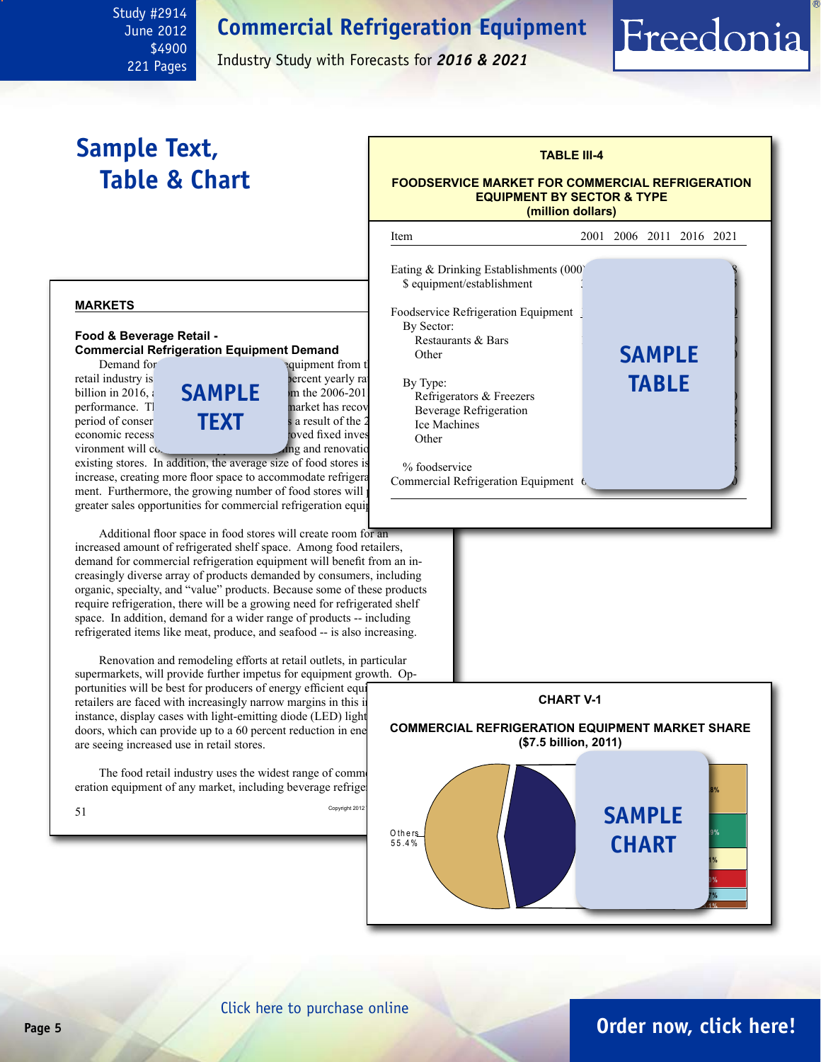Study #2914
June 2012
$4900
221 Pages

# Commercial Refrigeration Equipment

Industry Study with Forecasts for ***2016 & 2021***

## Sample Text, Table & Chart

**TABLE III-4**

**FOODSERVICE MARKET FOR COMMERCIAL REFRIGERATION EQUIPMENT BY SECTOR & TYPE**
**(million dollars)**

| Item | 2001 | 2006 | 2011 | 2016 | 2021 |
|---|---|---|---|---|---|
| Eating & Drinking Establishments (000) | | | | | |
| $ equipment/establishment | | | | | |
| | | | | | |
| Foodservice Refrigeration Equipment | | | | | |
| By Sector: | | | | | |
| Restaurants & Bars | | | | | |
| Other | | | | | |
| | | | | | |
| By Type: | | | | | |
| Refrigerators & Freezers | | | | | |
| Beverage Refrigeration | | | | | |
| Ice Machines | | | | | |
| Other | | | | | |
| | | | | | |
| % foodservice | | | | | |
| Commercial Refrigeration Equipment | | | | | |

SAMPLE TABLE

### MARKETS

**Food & Beverage Retail -**
**Commercial Refrigeration Equipment Demand**

Demand for ... equipment from t... retail industry is ... percent yearly ra... billion in 2016, ... m the 2006-201... performance. T... market has recov... period of conser... a result of the 2... economic recess... oved fixed inves... vironment will c... ing and renovatio... existing stores. In addition, the average size of food stores is... increase, creating more floor space to accommodate refrigera... ment. Furthermore, the growing number of food stores will ... greater sales opportunities for commercial refrigeration equi...

SAMPLE TEXT

Additional floor space in food stores will create room for an increased amount of refrigerated shelf space. Among food retailers, demand for commercial refrigeration equipment will benefit from an increasingly diverse array of products demanded by consumers, including organic, specialty, and "value" products. Because some of these products require refrigeration, there will be a growing need for refrigerated shelf space. In addition, demand for a wider range of products -- including refrigerated items like meat, produce, and seafood -- is also increasing.

Renovation and remodeling efforts at retail outlets, in particular supermarkets, will provide further impetus for equipment growth. Opportunities will be best for producers of energy efficient equi... retailers are faced with increasingly narrow margins in this i... instance, display cases with light-emitting diode (LED) light... doors, which can provide up to a 60 percent reduction in ene... are seeing increased use in retail stores.

The food retail industry uses the widest range of comm... eration equipment of any market, including beverage refrige...

**CHART V-1**

**COMMERCIAL REFRIGERATION EQUIPMENT MARKET SHARE**
**($7.5 billion, 2011)**

Others 55.4%

SAMPLE CHART

Click here to purchase online

Order now, click here!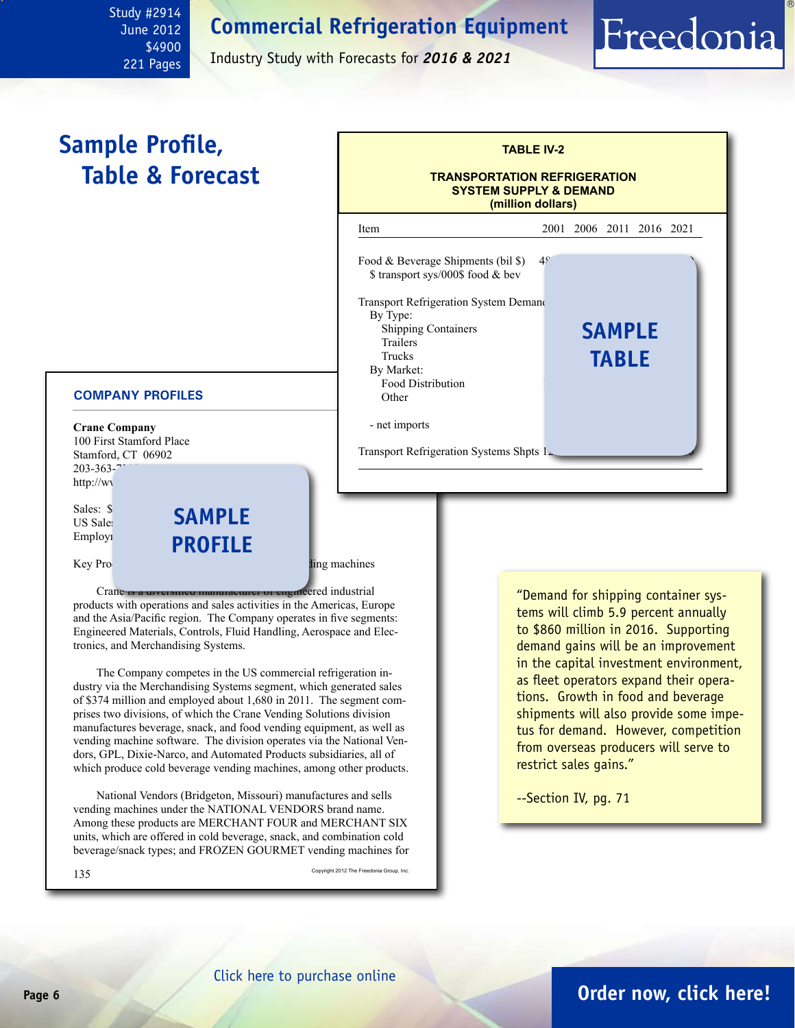# Sample Profile, Table & Forecast

**TABLE IV-2**

**TRANSPORTATION REFRIGERATION SYSTEM SUPPLY & DEMAND (million dollars)**

| Item | 2001 | 2006 | 2011 | 2016 | 2021 |
|---|---|---|---|---|---|
| Food & Beverage Shipments (bil $) | 4... | | | | |
| $ transport sys/000$ food & bev | | | | | |
| Transport Refrigeration System Demand | | | | | |
| By Type: | | | | | |
| Shipping Containers | | | | | |
| Trailers | | | | | |
| Trucks | | | | | |
| By Market: | | | | | |
| Food Distribution | | | | | |
| Other | | | | | |
| - net imports | | | | | |
| Transport Refrigeration Systems Shpts | 1... | | | | |

SAMPLE TABLE

## COMPANY PROFILES

**Crane Company**
100 First Stamford Place
Stamford, CT 06902
203-363-7...
http://ww...

Sales: $...
US Sales...
Employ...

Key Pro... ...ding machines

SAMPLE PROFILE

Crane is a diversified manufacturer of engineered industrial products with operations and sales activities in the Americas, Europe and the Asia/Pacific region. The Company operates in five segments: Engineered Materials, Controls, Fluid Handling, Aerospace and Electronics, and Merchandising Systems.

The Company competes in the US commercial refrigeration industry via the Merchandising Systems segment, which generated sales of $374 million and employed about 1,680 in 2011. The segment comprises two divisions, of which the Crane Vending Solutions division manufactures beverage, snack, and food vending equipment, as well as vending machine software. The division operates via the National Vendors, GPL, Dixie-Narco, and Automated Products subsidiaries, all of which produce cold beverage vending machines, among other products.

National Vendors (Bridgeton, Missouri) manufactures and sells vending machines under the NATIONAL VENDORS brand name. Among these products are MERCHANT FOUR and MERCHANT SIX units, which are offered in cold beverage, snack, and combination cold beverage/snack types; and FROZEN GOURMET vending machines for

Copyright 2012 The Freedonia Group, Inc.

"Demand for shipping container systems will climb 5.9 percent annually to $860 million in 2016. Supporting demand gains will be an improvement in the capital investment environment, as fleet operators expand their operations. Growth in food and beverage shipments will also provide some impetus for demand. However, competition from overseas producers will serve to restrict sales gains."

--Section IV, pg. 71

Click here to purchase online

**Order now, click here!**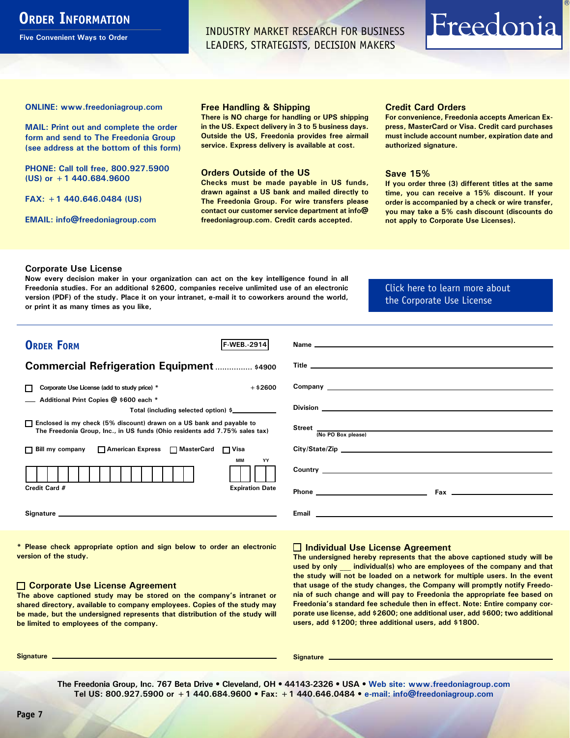# Order Information

**Five Convenient Ways to Order**

INDUSTRY MARKET RESEARCH FOR BUSINESS LEADERS, STRATEGISTS, DECISION MAKERS

Freedonia®

**ONLINE: www.freedoniagroup.com**

**MAIL: Print out and complete the order form and send to The Freedonia Group (see address at the bottom of this form)**

**PHONE: Call toll free, 800.927.5900 (US) or +1 440.684.9600**

**FAX: +1 440.646.0484 (US)**

**EMAIL: info@freedoniagroup.com**

### Free Handling & Shipping

There is NO charge for handling or UPS shipping in the US. Expect delivery in 3 to 5 business days. Outside the US, Freedonia provides free airmail service. Express delivery is available at cost.

### Orders Outside of the US

Checks must be made payable in US funds, drawn against a US bank and mailed directly to The Freedonia Group. For wire transfers please contact our customer service department at info@freedoniagroup.com. Credit cards accepted.

### Credit Card Orders

For convenience, Freedonia accepts American Express, MasterCard or Visa. Credit card purchases must include account number, expiration date and authorized signature.

### Save 15%

If you order three (3) different titles at the same time, you can receive a 15% discount. If your order is accompanied by a check or wire transfer, you may take a 5% cash discount (discounts do not apply to Corporate Use Licenses).

### Corporate Use License

Now every decision maker in your organization can act on the key intelligence found in all Freedonia studies. For an additional $2600, companies receive unlimited use of an electronic version (PDF) of the study. Place it on your intranet, e-mail it to coworkers around the world, or print it as many times as you like,

Click here to learn more about the Corporate Use License

## Order Form

F-WEB.-2914

**Commercial Refrigeration Equipment** ................ $4900

☐ Corporate Use License (add to study price) * +$2600

___ Additional Print Copies @ $600 each *

Total (including selected option) $___________

☐ Enclosed is my check (5% discount) drawn on a US bank and payable to The Freedonia Group, Inc., in US funds (Ohio residents add 7.75% sales tax)

☐ Bill my company ☐ American Express ☐ MasterCard ☐ Visa

Credit Card # ____________________ Expiration Date MM ___ YY ___

Signature ____________________

Name ____________________

Title ____________________

Company ____________________

Division ____________________

Street ____________________ (No PO Box please)

City/State/Zip ____________________

Country ____________________

Phone ____________________ Fax ____________________

Email ____________________

\* Please check appropriate option and sign below to order an electronic version of the study.

### ☐ Corporate Use License Agreement

The above captioned study may be stored on the company's intranet or shared directory, available to company employees. Copies of the study may be made, but the undersigned represents that distribution of the study will be limited to employees of the company.

Signature ____________________

### ☐ Individual Use License Agreement

The undersigned hereby represents that the above captioned study will be used by only ___ individual(s) who are employees of the company and that the study will not be loaded on a network for multiple users. In the event that usage of the study changes, the Company will promptly notify Freedonia of such change and will pay to Freedonia the appropriate fee based on Freedonia's standard fee schedule then in effect. Note: Entire company corporate use license, add $2600; one additional user, add $600; two additional users, add $1200; three additional users, add $1800.

Signature ____________________

The Freedonia Group, Inc. 767 Beta Drive • Cleveland, OH • 44143-2326 • USA • Web site: www.freedoniagroup.com
Tel US: 800.927.5900 or +1 440.684.9600 • Fax: +1 440.646.0484 • e-mail: info@freedoniagroup.com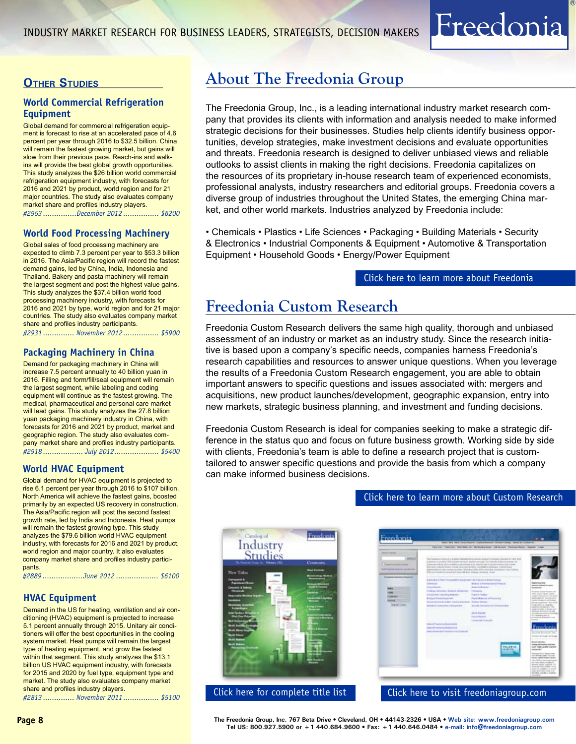## Other Studies

### World Commercial Refrigeration Equipment

Global demand for commercial refrigeration equipment is forecast to rise at an accelerated pace of 4.6 percent per year through 2016 to $32.5 billion. China will remain the fastest growing market, but gains will slow from their previous pace. Reach-ins and walk-ins will provide the best global growth opportunities. This study analyzes the $26 billion world commercial refrigeration equipment industry, with forecasts for 2016 and 2021 by product, world region and for 21 major countries. The study also evaluates company market share and profiles industry players.

*#2953 ...............December 2012 ................ $6200*

### World Food Processing Machinery

Global sales of food processing machinery are expected to climb 7.3 percent per year to $53.3 billion in 2016. The Asia/Pacific region will record the fastest demand gains, led by China, India, Indonesia and Thailand. Bakery and pasta machinery will remain the largest segment and post the highest value gains. This study analyzes the $37.4 billion world food processing machinery industry, with forecasts for 2016 and 2021 by type, world region and for 21 major countries. The study also evaluates company market share and profiles industry participants.

*#2931 ............. November 2012 ................ $5900*

### Packaging Machinery in China

Demand for packaging machinery in China will increase 7.5 percent annually to 40 billion yuan in 2016. Filling and form/fill/seal equipment will remain the largest segment, while labeling and coding equipment will continue as the fastest growing. The medical, pharmaceutical and personal care market will lead gains. This study analyzes the 27.8 billion yuan packaging machinery industry in China, with forecasts for 2016 and 2021 by product, market and geographic region. The study also evaluates company market share and profiles industry participants.

*#2918 .................. July 2012.................... $5400*

### World HVAC Equipment

Global demand for HVAC equipment is projected to rise 6.1 percent per year through 2016 to $107 billion. North America will achieve the fastest gains, boosted primarily by an expected US recovery in construction. The Asia/Pacific region will post the second fastest growth rate, led by India and Indonesia. Heat pumps will remain the fastest growing type. This study analyzes the $79.6 billion world HVAC equipment industry, with forecasts for 2016 and 2021 by product, world region and major country. It also evaluates company market share and profiles industry participants.

*#2889 ..................June 2012 ................... $6100*

### HVAC Equipment

Demand in the US for heating, ventilation and air conditioning (HVAC) equipment is projected to increase 5.1 percent annually through 2015. Unitary air conditioners will offer the best opportunities in the cooling system market. Heat pumps will remain the largest type of heating equipment, and grow the fastest within that segment. This study analyzes the $13.1 billion US HVAC equipment industry, with forecasts for 2015 and 2020 by fuel type, equipment type and market. The study also evaluates company market share and profiles industry players.

*#2813 .............. November 2011 ................ $5100*

## About The Freedonia Group

The Freedonia Group, Inc., is a leading international industry market research company that provides its clients with information and analysis needed to make informed strategic decisions for their businesses. Studies help clients identify business opportunities, develop strategies, make investment decisions and evaluate opportunities and threats. Freedonia research is designed to deliver unbiased views and reliable outlooks to assist clients in making the right decisions. Freedonia capitalizes on the resources of its proprietary in-house research team of experienced economists, professional analysts, industry researchers and editorial groups. Freedonia covers a diverse group of industries throughout the United States, the emerging China market, and other world markets. Industries analyzed by Freedonia include:

• Chemicals • Plastics • Life Sciences • Packaging • Building Materials • Security & Electronics • Industrial Components & Equipment • Automotive & Transportation Equipment • Household Goods • Energy/Power Equipment

Click here to learn more about Freedonia

## Freedonia Custom Research

Freedonia Custom Research delivers the same high quality, thorough and unbiased assessment of an industry or market as an industry study. Since the research initiative is based upon a company's specific needs, companies harness Freedonia's research capabilities and resources to answer unique questions. When you leverage the results of a Freedonia Custom Research engagement, you are able to obtain important answers to specific questions and issues associated with: mergers and acquisitions, new product launches/development, geographic expansion, entry into new markets, strategic business planning, and investment and funding decisions.

Freedonia Custom Research is ideal for companies seeking to make a strategic difference in the status quo and focus on future business growth. Working side by side with clients, Freedonia's team is able to define a research project that is custom-tailored to answer specific questions and provide the basis from which a company can make informed business decisions.

Click here to learn more about Custom Research

Click here for complete title list

Click here to visit freedoniagroup.com

**The Freedonia Group, Inc. 767 Beta Drive • Cleveland, OH • 44143-2326 • USA • Web site: www.freedoniagroup.com**
**Tel US: 800.927.5900 or +1 440.684.9600 • Fax: +1 440.646.0484 • e-mail: info@freedoniagroup.com**